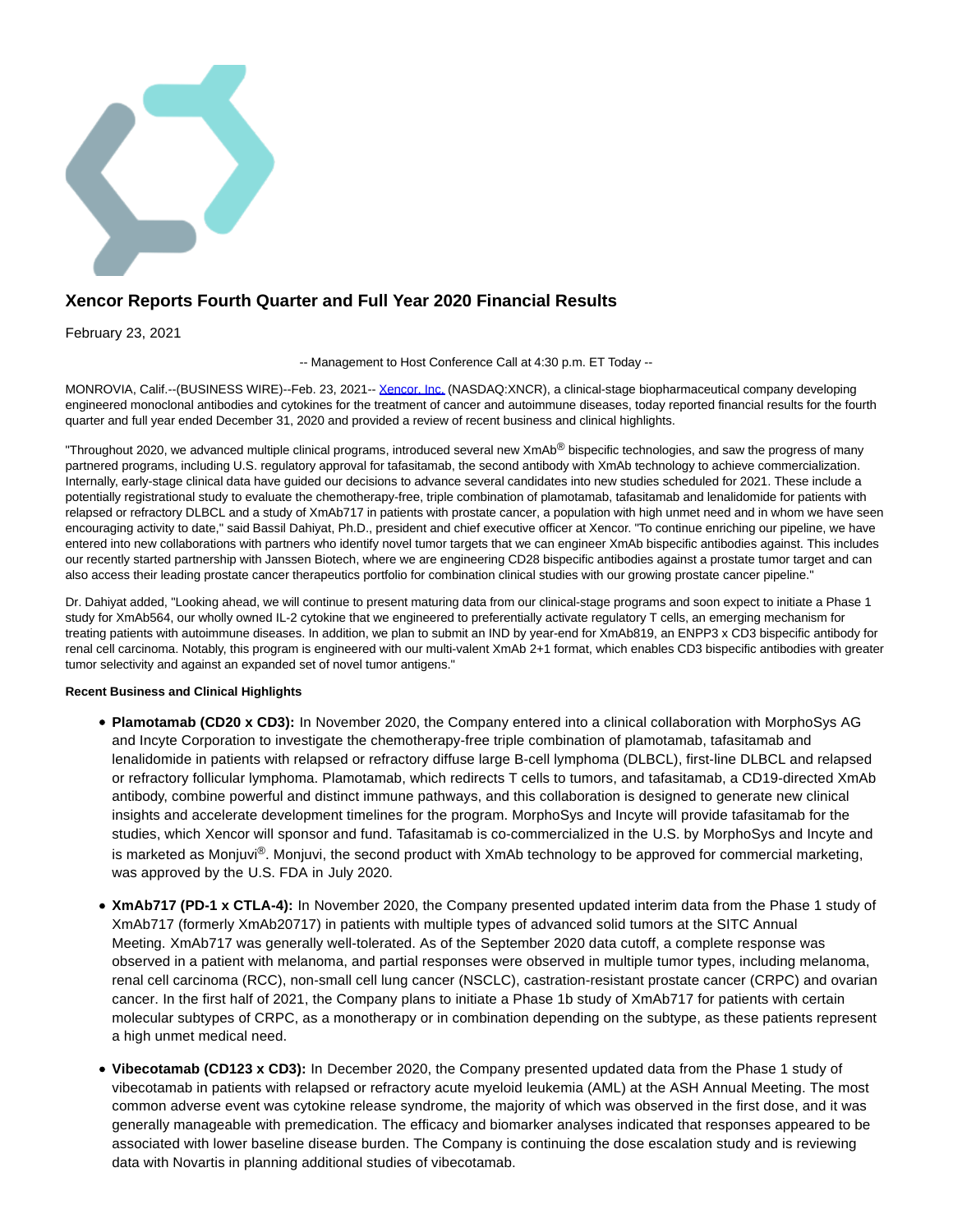# Xencor Reports Fourth Quarter and Full Year 2020 Financial Results

February 23, 2021

-- Management to Host Conference Call at 4:30 p.m. ET Today --

MONROVIA, Calif.--(BUSINESS WIRE)--Feb. 23, 2021-- Xencor, Inc. (NASDAQ:XNCR), a clinical-stage biopharmaceutical company developing engineered monoclonal antibodies and cytokines for the treatment of cancer and autoimmune diseases, today reported financial results for the fourth quarter and full year ended December 31, 2020 and provided a review of recent business and clinical highlights.

"Throughout 2020, we advanced multiple clinical programs, introduced several new XmAb® bispecific technologies, and saw the progress of many partnered programs, including U.S. regulatory approval for tafasitamab, the second antibody with XmAb technology to achieve commercialization. Internally, early-stage clinical data have guided our decisions to advance several candidates into new studies scheduled for 2021. These include a potentially registrational study to evaluate the chemotherapy-free, triple combination of plamotamab, tafasitamab and lenalidomide for patients with relapsed or refractory DLBCL and a study of XmAb717 in patients with prostate cancer, a population with high unmet need and in whom we have seen encouraging activity to date," said Bassil Dahiyat, Ph.D., president and chief executive officer at Xencor. "To continue enriching our pipeline, we have entered into new collaborations with partners who identify novel tumor targets that we can engineer XmAb bispecific antibodies against. This includes our recently started partnership with Janssen Biotech, where we are engineering CD28 bispecific antibodies against a prostate tumor target and can also access their leading prostate cancer therapeutics portfolio for combination clinical studies with our growing prostate cancer pipeline."

Dr. Dahiyat added, "Looking ahead, we will continue to present maturing data from our clinical-stage programs and soon expect to initiate a Phase 1 study for XmAb564, our wholly owned IL-2 cytokine that we engineered to preferentially activate regulatory T cells, an emerging mechanism for treating patients with autoimmune diseases. In addition, we plan to submit an IND by year-end for XmAb819, an ENPP3 x CD3 bispecific antibody for renal cell carcinoma. Notably, this program is engineered with our multi-valent XmAb 2+1 format, which enables CD3 bispecific antibodies with greater tumor selectivity and against an expanded set of novel tumor antigens."

**Recent Business and Clinical Highlights**

- **Plamotamab (CD20 x CD3):** In November 2020, the Company entered into a clinical collaboration with MorphoSys AG and Incyte Corporation to investigate the chemotherapy-free triple combination of plamotamab, tafasitamab and lenalidomide in patients with relapsed or refractory diffuse large B-cell lymphoma (DLBCL), first-line DLBCL and relapsed or refractory follicular lymphoma. Plamotamab, which redirects T cells to tumors, and tafasitamab, a CD19-directed XmAb antibody, combine powerful and distinct immune pathways, and this collaboration is designed to generate new clinical insights and accelerate development timelines for the program. MorphoSys and Incyte will provide tafasitamab for the studies, which Xencor will sponsor and fund. Tafasitamab is co-commercialized in the U.S. by MorphoSys and Incyte and is marketed as Monjuvi®. Monjuvi, the second product with XmAb technology to be approved for commercial marketing, was approved by the U.S. FDA in July 2020.

- **XmAb717 (PD-1 x CTLA-4):** In November 2020, the Company presented updated interim data from the Phase 1 study of XmAb717 (formerly XmAb20717) in patients with multiple types of advanced solid tumors at the SITC Annual Meeting. XmAb717 was generally well-tolerated. As of the September 2020 data cutoff, a complete response was observed in a patient with melanoma, and partial responses were observed in multiple tumor types, including melanoma, renal cell carcinoma (RCC), non-small cell lung cancer (NSCLC), castration-resistant prostate cancer (CRPC) and ovarian cancer. In the first half of 2021, the Company plans to initiate a Phase 1b study of XmAb717 for patients with certain molecular subtypes of CRPC, as a monotherapy or in combination depending on the subtype, as these patients represent a high unmet medical need.

- **Vibecotamab (CD123 x CD3):** In December 2020, the Company presented updated data from the Phase 1 study of vibecotamab in patients with relapsed or refractory acute myeloid leukemia (AML) at the ASH Annual Meeting. The most common adverse event was cytokine release syndrome, the majority of which was observed in the first dose, and it was generally manageable with premedication. The efficacy and biomarker analyses indicated that responses appeared to be associated with lower baseline disease burden. The Company is continuing the dose escalation study and is reviewing data with Novartis in planning additional studies of vibecotamab.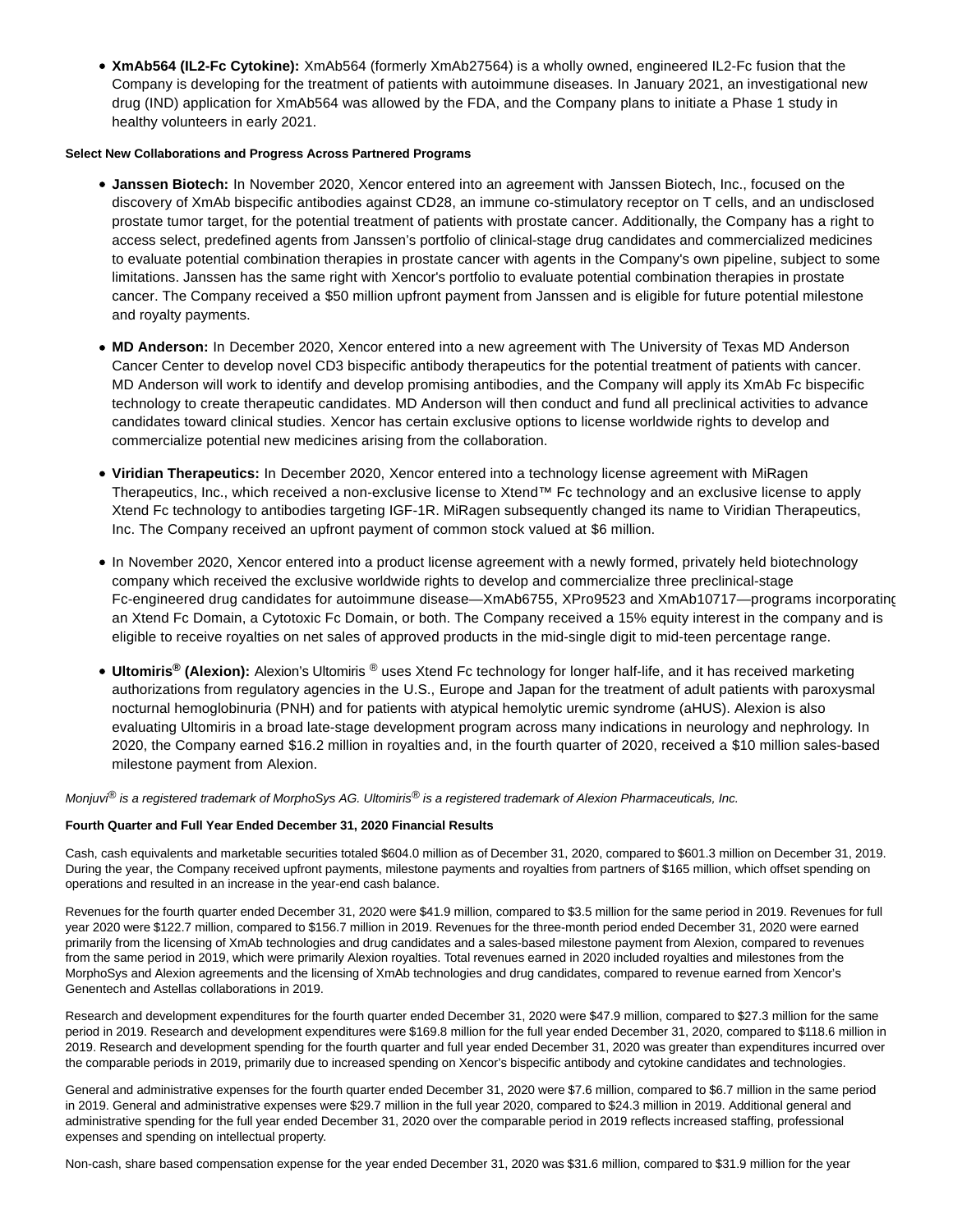- **XmAb564 (IL2-Fc Cytokine):** XmAb564 (formerly XmAb27564) is a wholly owned, engineered IL2-Fc fusion that the Company is developing for the treatment of patients with autoimmune diseases. In January 2021, an investigational new drug (IND) application for XmAb564 was allowed by the FDA, and the Company plans to initiate a Phase 1 study in healthy volunteers in early 2021.

**Select New Collaborations and Progress Across Partnered Programs**

- **Janssen Biotech:** In November 2020, Xencor entered into an agreement with Janssen Biotech, Inc., focused on the discovery of XmAb bispecific antibodies against CD28, an immune co-stimulatory receptor on T cells, and an undisclosed prostate tumor target, for the potential treatment of patients with prostate cancer. Additionally, the Company has a right to access select, predefined agents from Janssen's portfolio of clinical-stage drug candidates and commercialized medicines to evaluate potential combination therapies in prostate cancer with agents in the Company's own pipeline, subject to some limitations. Janssen has the same right with Xencor's portfolio to evaluate potential combination therapies in prostate cancer. The Company received a $50 million upfront payment from Janssen and is eligible for future potential milestone and royalty payments.

- **MD Anderson:** In December 2020, Xencor entered into a new agreement with The University of Texas MD Anderson Cancer Center to develop novel CD3 bispecific antibody therapeutics for the potential treatment of patients with cancer. MD Anderson will work to identify and develop promising antibodies, and the Company will apply its XmAb Fc bispecific technology to create therapeutic candidates. MD Anderson will then conduct and fund all preclinical activities to advance candidates toward clinical studies. Xencor has certain exclusive options to license worldwide rights to develop and commercialize potential new medicines arising from the collaboration.

- **Viridian Therapeutics:** In December 2020, Xencor entered into a technology license agreement with MiRagen Therapeutics, Inc., which received a non-exclusive license to Xtend™ Fc technology and an exclusive license to apply Xtend Fc technology to antibodies targeting IGF-1R. MiRagen subsequently changed its name to Viridian Therapeutics, Inc. The Company received an upfront payment of common stock valued at $6 million.

- In November 2020, Xencor entered into a product license agreement with a newly formed, privately held biotechnology company which received the exclusive worldwide rights to develop and commercialize three preclinical-stage Fc-engineered drug candidates for autoimmune disease—XmAb6755, XPro9523 and XmAb10717—programs incorporating an Xtend Fc Domain, a Cytotoxic Fc Domain, or both. The Company received a 15% equity interest in the company and is eligible to receive royalties on net sales of approved products in the mid-single digit to mid-teen percentage range.

- **Ultomiris® (Alexion):** Alexion's Ultomiris ® uses Xtend Fc technology for longer half-life, and it has received marketing authorizations from regulatory agencies in the U.S., Europe and Japan for the treatment of adult patients with paroxysmal nocturnal hemoglobinuria (PNH) and for patients with atypical hemolytic uremic syndrome (aHUS). Alexion is also evaluating Ultomiris in a broad late-stage development program across many indications in neurology and nephrology. In 2020, the Company earned $16.2 million in royalties and, in the fourth quarter of 2020, received a $10 million sales-based milestone payment from Alexion.

*Monjuvi® is a registered trademark of MorphoSys AG. Ultomiris® is a registered trademark of Alexion Pharmaceuticals, Inc.*

**Fourth Quarter and Full Year Ended December 31, 2020 Financial Results**

Cash, cash equivalents and marketable securities totaled $604.0 million as of December 31, 2020, compared to $601.3 million on December 31, 2019. During the year, the Company received upfront payments, milestone payments and royalties from partners of $165 million, which offset spending on operations and resulted in an increase in the year-end cash balance.

Revenues for the fourth quarter ended December 31, 2020 were $41.9 million, compared to $3.5 million for the same period in 2019. Revenues for full year 2020 were $122.7 million, compared to $156.7 million in 2019. Revenues for the three-month period ended December 31, 2020 were earned primarily from the licensing of XmAb technologies and drug candidates and a sales-based milestone payment from Alexion, compared to revenues from the same period in 2019, which were primarily Alexion royalties. Total revenues earned in 2020 included royalties and milestones from the MorphoSys and Alexion agreements and the licensing of XmAb technologies and drug candidates, compared to revenue earned from Xencor's Genentech and Astellas collaborations in 2019.

Research and development expenditures for the fourth quarter ended December 31, 2020 were $47.9 million, compared to $27.3 million for the same period in 2019. Research and development expenditures were $169.8 million for the full year ended December 31, 2020, compared to $118.6 million in 2019. Research and development spending for the fourth quarter and full year ended December 31, 2020 was greater than expenditures incurred over the comparable periods in 2019, primarily due to increased spending on Xencor's bispecific antibody and cytokine candidates and technologies.

General and administrative expenses for the fourth quarter ended December 31, 2020 were $7.6 million, compared to $6.7 million in the same period in 2019. General and administrative expenses were $29.7 million in the full year 2020, compared to $24.3 million in 2019. Additional general and administrative spending for the full year ended December 31, 2020 over the comparable period in 2019 reflects increased staffing, professional expenses and spending on intellectual property.

Non-cash, share based compensation expense for the year ended December 31, 2020 was $31.6 million, compared to $31.9 million for the year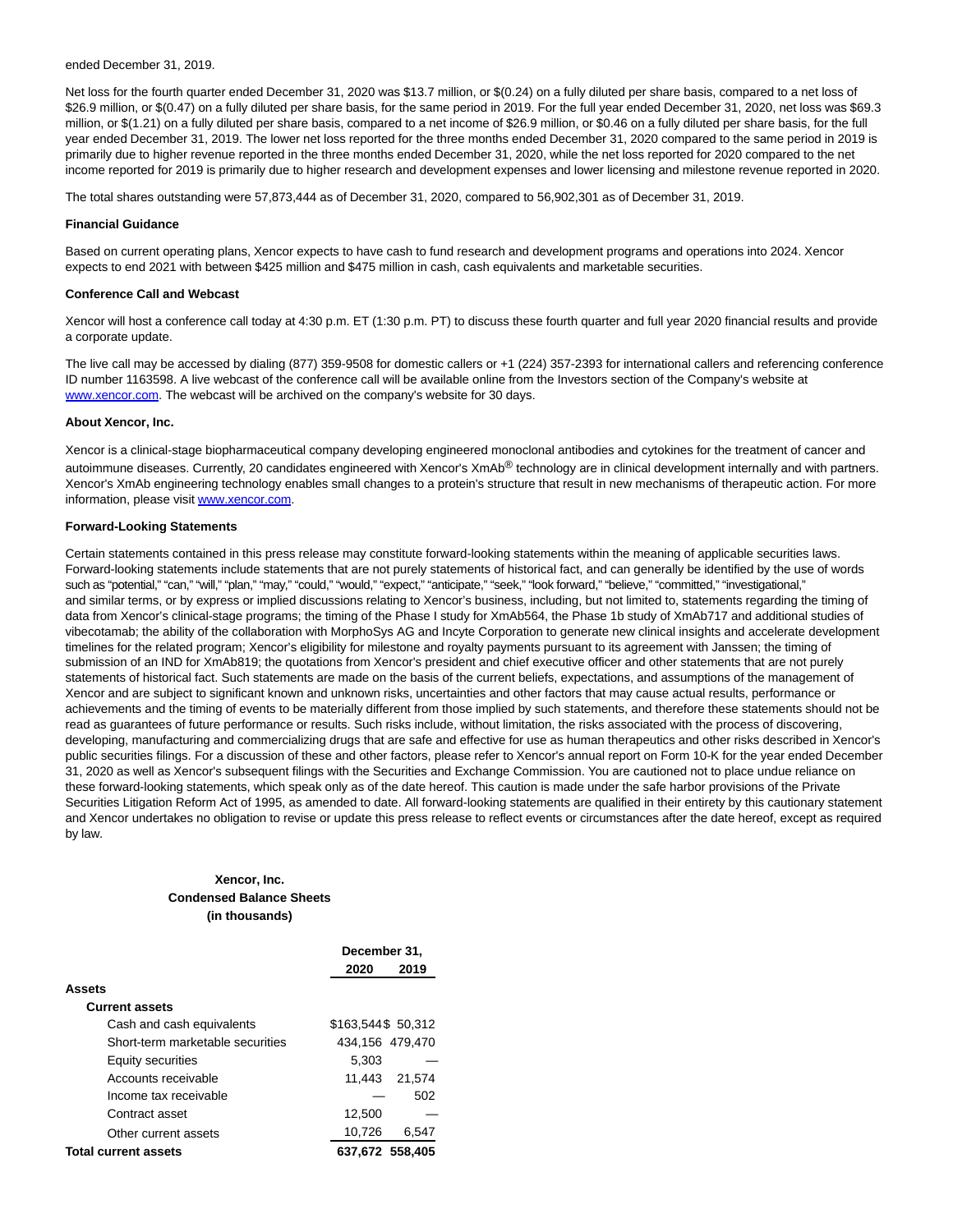ended December 31, 2019.

Net loss for the fourth quarter ended December 31, 2020 was $13.7 million, or $(0.24) on a fully diluted per share basis, compared to a net loss of $26.9 million, or $(0.47) on a fully diluted per share basis, for the same period in 2019. For the full year ended December 31, 2020, net loss was $69.3 million, or $(1.21) on a fully diluted per share basis, compared to a net income of $26.9 million, or $0.46 on a fully diluted per share basis, for the full year ended December 31, 2019. The lower net loss reported for the three months ended December 31, 2020 compared to the same period in 2019 is primarily due to higher revenue reported in the three months ended December 31, 2020, while the net loss reported for 2020 compared to the net income reported for 2019 is primarily due to higher research and development expenses and lower licensing and milestone revenue reported in 2020.

The total shares outstanding were 57,873,444 as of December 31, 2020, compared to 56,902,301 as of December 31, 2019.

**Financial Guidance**

Based on current operating plans, Xencor expects to have cash to fund research and development programs and operations into 2024. Xencor expects to end 2021 with between $425 million and $475 million in cash, cash equivalents and marketable securities.

**Conference Call and Webcast**

Xencor will host a conference call today at 4:30 p.m. ET (1:30 p.m. PT) to discuss these fourth quarter and full year 2020 financial results and provide a corporate update.

The live call may be accessed by dialing (877) 359-9508 for domestic callers or +1 (224) 357-2393 for international callers and referencing conference ID number 1163598. A live webcast of the conference call will be available online from the Investors section of the Company's website at www.xencor.com. The webcast will be archived on the company's website for 30 days.

**About Xencor, Inc.**

Xencor is a clinical-stage biopharmaceutical company developing engineered monoclonal antibodies and cytokines for the treatment of cancer and autoimmune diseases. Currently, 20 candidates engineered with Xencor's XmAb® technology are in clinical development internally and with partners. Xencor's XmAb engineering technology enables small changes to a protein's structure that result in new mechanisms of therapeutic action. For more information, please visit www.xencor.com.

**Forward-Looking Statements**

Certain statements contained in this press release may constitute forward-looking statements within the meaning of applicable securities laws. Forward-looking statements include statements that are not purely statements of historical fact, and can generally be identified by the use of words such as "potential," "can," "will," "plan," "may," "could," "would," "expect," "anticipate," "seek," "look forward," "believe," "committed," "investigational," and similar terms, or by express or implied discussions relating to Xencor's business, including, but not limited to, statements regarding the timing of data from Xencor's clinical-stage programs; the timing of the Phase I study for XmAb564, the Phase 1b study of XmAb717 and additional studies of vibecotamab; the ability of the collaboration with MorphoSys AG and Incyte Corporation to generate new clinical insights and accelerate development timelines for the related program; Xencor's eligibility for milestone and royalty payments pursuant to its agreement with Janssen; the timing of submission of an IND for XmAb819; the quotations from Xencor's president and chief executive officer and other statements that are not purely statements of historical fact. Such statements are made on the basis of the current beliefs, expectations, and assumptions of the management of Xencor and are subject to significant known and unknown risks, uncertainties and other factors that may cause actual results, performance or achievements and the timing of events to be materially different from those implied by such statements, and therefore these statements should not be read as guarantees of future performance or results. Such risks include, without limitation, the risks associated with the process of discovering, developing, manufacturing and commercializing drugs that are safe and effective for use as human therapeutics and other risks described in Xencor's public securities filings. For a discussion of these and other factors, please refer to Xencor's annual report on Form 10-K for the year ended December 31, 2020 as well as Xencor's subsequent filings with the Securities and Exchange Commission. You are cautioned not to place undue reliance on these forward-looking statements, which speak only as of the date hereof. This caution is made under the safe harbor provisions of the Private Securities Litigation Reform Act of 1995, as amended to date. All forward-looking statements are qualified in their entirety by this cautionary statement and Xencor undertakes no obligation to revise or update this press release to reflect events or circumstances after the date hereof, except as required by law.

**Xencor, Inc.**
**Condensed Balance Sheets**
**(in thousands)**

| | December 31, | |
|---|---|---|
| | 2020 | 2019 |
| **Assets** | | |
| **Current assets** | | |
| Cash and cash equivalents | $163,544 | $ 50,312 |
| Short-term marketable securities | 434,156 | 479,470 |
| Equity securities | 5,303 | — |
| Accounts receivable | 11,443 | 21,574 |
| Income tax receivable | — | 502 |
| Contract asset | 12,500 | — |
| Other current assets | 10,726 | 6,547 |
| **Total current assets** | **637,672** | **558,405** |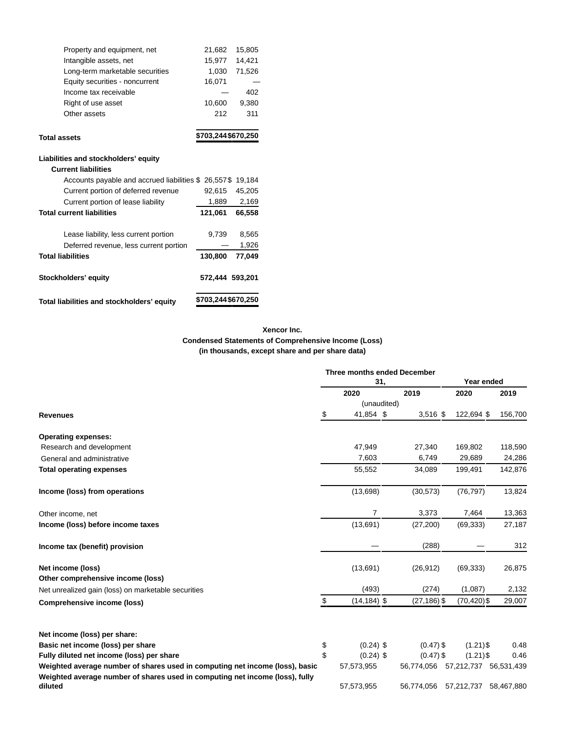| | | |
|---|---|---|
| Property and equipment, net | 21,682 | 15,805 |
| Intangible assets, net | 15,977 | 14,421 |
| Long-term marketable securities | 1,030 | 71,526 |
| Equity securities - noncurrent | 16,071 | — |
| Income tax receivable | — | 402 |
| Right of use asset | 10,600 | 9,380 |
| Other assets | 212 | 311 |
| **Total assets** | $703,244 | $670,250 |
| **Liabilities and stockholders' equity** | | |
| **Current liabilities** | | |
| Accounts payable and accrued liabilities | $ 26,557 | $ 19,184 |
| Current portion of deferred revenue | 92,615 | 45,205 |
| Current portion of lease liability | 1,889 | 2,169 |
| **Total current liabilities** | **121,061** | **66,558** |
| Lease liability, less current portion | 9,739 | 8,565 |
| Deferred revenue, less current portion | — | 1,926 |
| **Total liabilities** | **130,800** | **77,049** |
| **Stockholders' equity** | **572,444** | **593,201** |
| **Total liabilities and stockholders' equity** | $703,244 | $670,250 |

**Xencor Inc.**
**Condensed Statements of Comprehensive Income (Loss)**
**(in thousands, except share and per share data)**

| | Three months ended December 31, | | Year ended | |
|---|---|---|---|---|
| | 2020 | 2019 | 2020 | 2019 |
| | (unaudited) | | | |
| **Revenues** | $ 41,854 | $ 3,516 | $ 122,694 | $ 156,700 |
| **Operating expenses:** | | | | |
| Research and development | 47,949 | 27,340 | 169,802 | 118,590 |
| General and administrative | 7,603 | 6,749 | 29,689 | 24,286 |
| **Total operating expenses** | 55,552 | 34,089 | 199,491 | 142,876 |
| **Income (loss) from operations** | (13,698) | (30,573) | (76,797) | 13,824 |
| Other income, net | 7 | 3,373 | 7,464 | 13,363 |
| **Income (loss) before income taxes** | (13,691) | (27,200) | (69,333) | 27,187 |
| **Income tax (benefit) provision** | — | (288) | — | 312 |
| **Net income (loss)** | (13,691) | (26,912) | (69,333) | 26,875 |
| **Other comprehensive income (loss)** | | | | |
| Net unrealized gain (loss) on marketable securities | (493) | (274) | (1,087) | 2,132 |
| **Comprehensive income (loss)** | $ (14,184) | $ (27,186) | $ (70,420) | $ 29,007 |
| **Net income (loss) per share:** | | | | |
| **Basic net income (loss) per share** | $ (0.24) | $ (0.47) | $ (1.21) | $ 0.48 |
| **Fully diluted net income (loss) per share** | $ (0.24) | $ (0.47) | $ (1.21) | $ 0.46 |
| **Weighted average number of shares used in computing net income (loss), basic** | 57,573,955 | 56,774,056 | 57,212,737 | 56,531,439 |
| **Weighted average number of shares used in computing net income (loss), fully diluted** | 57,573,955 | 56,774,056 | 57,212,737 | 58,467,880 |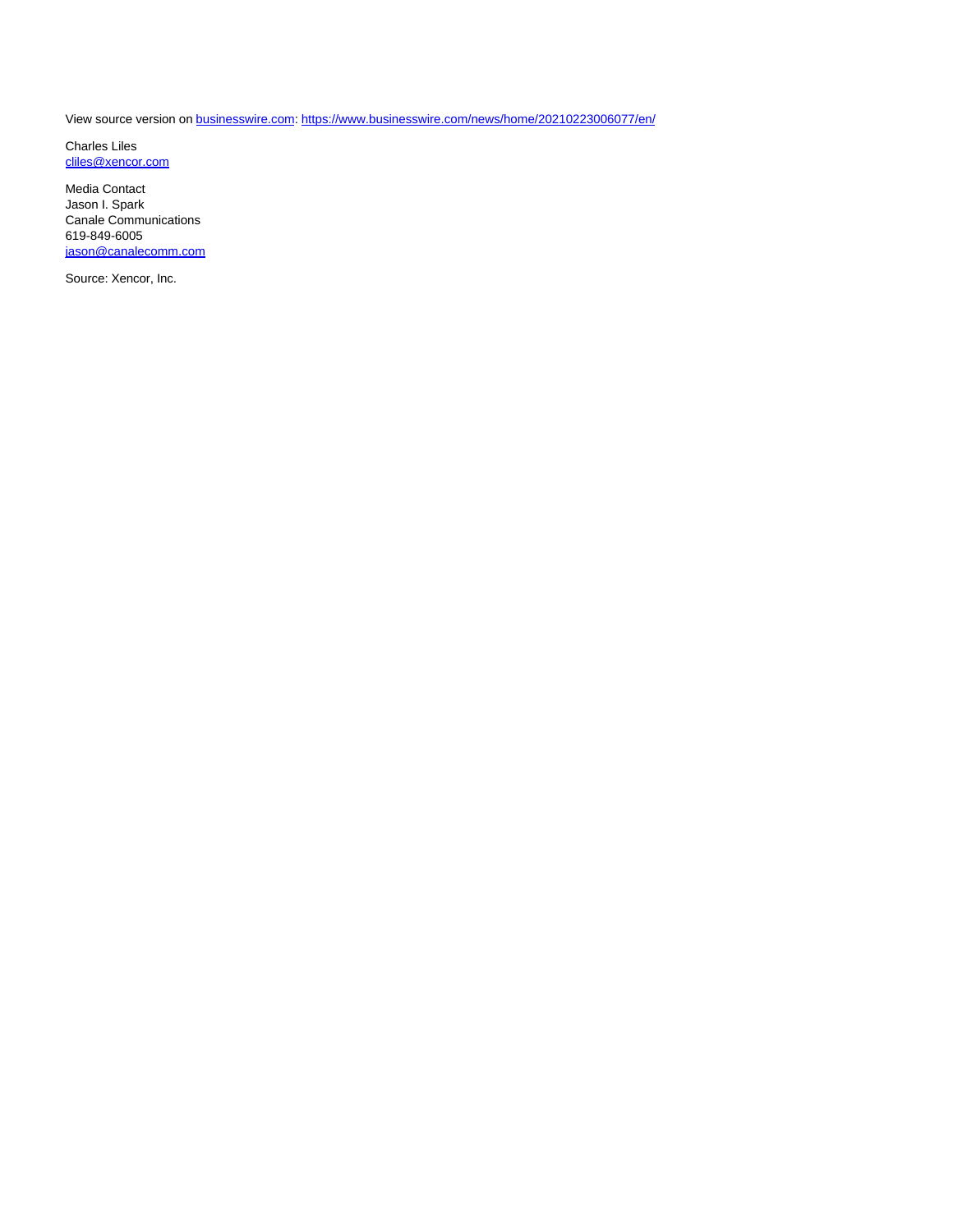View source version on [businesswire.com](https://www.businesswire.com/news/home/20210223006077/en/): https://www.businesswire.com/news/home/20210223006077/en/

Charles Liles
cliles@xencor.com

Media Contact
Jason I. Spark
Canale Communications
619-849-6005
jason@canalecomm.com

Source: Xencor, Inc.